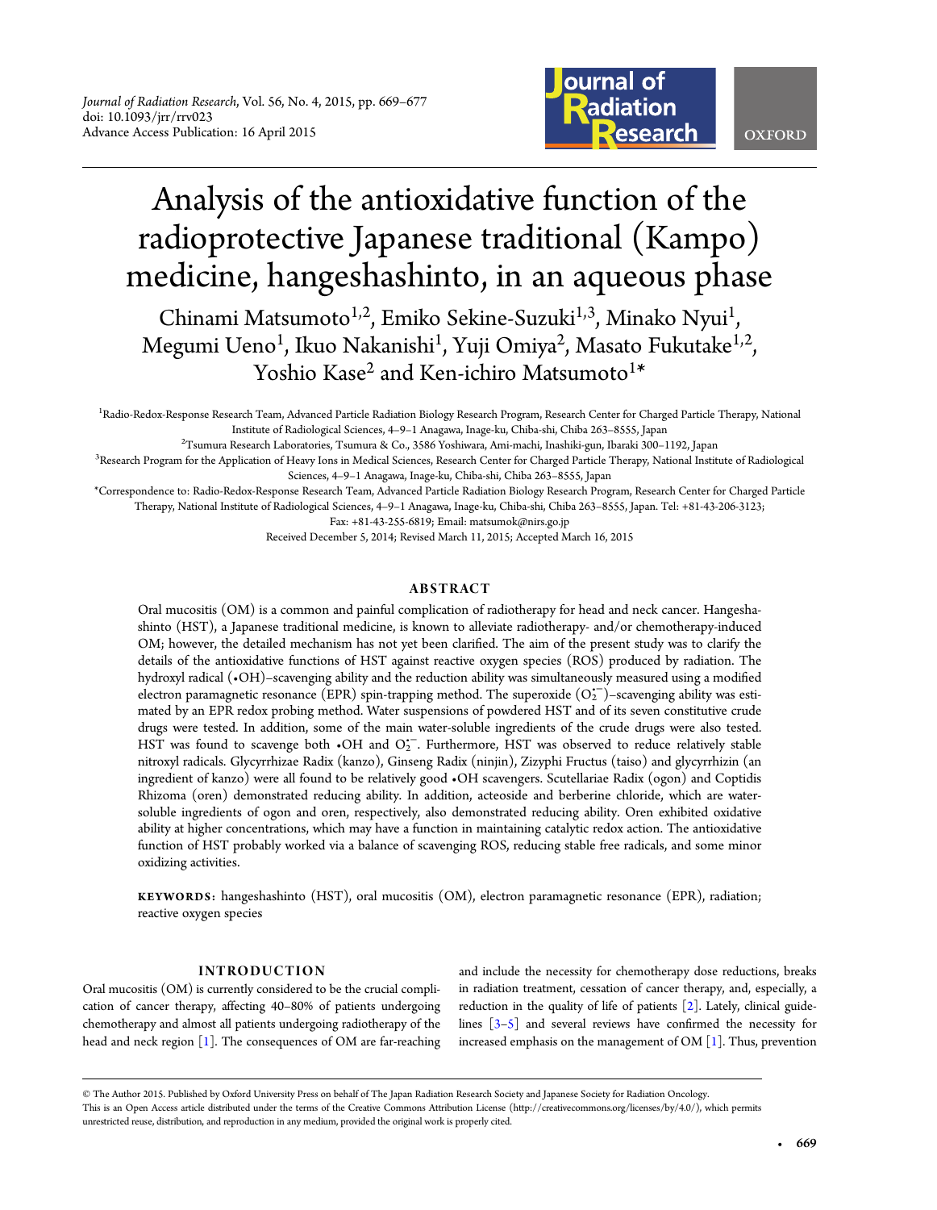# Analysis of the antioxidative function of the radioprotective Japanese traditional (Kampo) medicine, hangeshashinto, in an aqueous phase

Chinami Matsumoto[1,2], Emiko Sekine-Suzuki[1,3], Minako Nyui[1], Megumi Ueno[1], Ikuo Nakanishi[1], Yuji Omiya[2], Masato Fukutake[1,2], Yoshio Kase[2] and Ken-ichiro Matsumoto[1*]

[1]Radio-Redox-Response Research Team, Advanced Particle Radiation Biology Research Program, Research Center for Charged Particle Therapy, National Institute of Radiological Sciences, 4–9–1 Anagawa, Inage-ku, Chiba-shi, Chiba 263–8555, Japan

[2]Tsumura Research Laboratories, Tsumura & Co., 3586 Yoshiwara, Ami-machi, Inashiki-gun, Ibaraki 300–1192, Japan

[3]Research Program for the Application of Heavy Ions in Medical Sciences, Research Center for Charged Particle Therapy, National Institute of Radiological Sciences, 4–9–1 Anagawa, Inage-ku, Chiba-shi, Chiba 263–8555, Japan

*Correspondence to: Radio-Redox-Response Research Team, Advanced Particle Radiation Biology Research Program, Research Center for Charged Particle Therapy, National Institute of Radiological Sciences, 4–9–1 Anagawa, Inage-ku, Chiba-shi, Chiba 263–8555, Japan. Tel: +81-43-206-3123; Fax: +81-43-255-6819; Email: matsumok@nirs.go.jp

Received December 5, 2014; Revised March 11, 2015; Accepted March 16, 2015

## ABSTRACT

Oral mucositis (OM) is a common and painful complication of radiotherapy for head and neck cancer. Hangeshashinto (HST), a Japanese traditional medicine, is known to alleviate radiotherapy- and/or chemotherapy-induced OM; however, the detailed mechanism has not yet been clarified. The aim of the present study was to clarify the details of the antioxidative functions of HST against reactive oxygen species (ROS) produced by radiation. The hydroxyl radical (•OH)–scavenging ability and the reduction ability was simultaneously measured using a modified electron paramagnetic resonance (EPR) spin-trapping method. The superoxide ($O_2^{\bullet-}$)–scavenging ability was estimated by an EPR redox probing method. Water suspensions of powdered HST and of its seven constitutive crude drugs were tested. In addition, some of the main water-soluble ingredients of the crude drugs were also tested. HST was found to scavenge both •OH and $O_2^{\bullet-}$. Furthermore, HST was observed to reduce relatively stable nitroxyl radicals. Glycyrrhizae Radix (kanzo), Ginseng Radix (ninjin), Zizyphi Fructus (taiso) and glycyrrhizin (an ingredient of kanzo) were all found to be relatively good •OH scavengers. Scutellariae Radix (ogon) and Coptidis Rhizoma (oren) demonstrated reducing ability. In addition, acteoside and berberine chloride, which are water-soluble ingredients of ogon and oren, respectively, also demonstrated reducing ability. Oren exhibited oxidative ability at higher concentrations, which may have a function in maintaining catalytic redox action. The antioxidative function of HST probably worked via a balance of scavenging ROS, reducing stable free radicals, and some minor oxidizing activities.

**KEYWORDS:** hangeshashinto (HST), oral mucositis (OM), electron paramagnetic resonance (EPR), radiation; reactive oxygen species

## INTRODUCTION

Oral mucositis (OM) is currently considered to be the crucial complication of cancer therapy, affecting 40–80% of patients undergoing chemotherapy and almost all patients undergoing radiotherapy of the head and neck region [1]. The consequences of OM are far-reaching and include the necessity for chemotherapy dose reductions, breaks in radiation treatment, cessation of cancer therapy, and, especially, a reduction in the quality of life of patients [2]. Lately, clinical guidelines [3–5] and several reviews have confirmed the necessity for increased emphasis on the management of OM [1]. Thus, prevention

© The Author 2015. Published by Oxford University Press on behalf of The Japan Radiation Research Society and Japanese Society for Radiation Oncology. This is an Open Access article distributed under the terms of the Creative Commons Attribution License (http://creativecommons.org/licenses/by/4.0/), which permits unrestricted reuse, distribution, and reproduction in any medium, provided the original work is properly cited.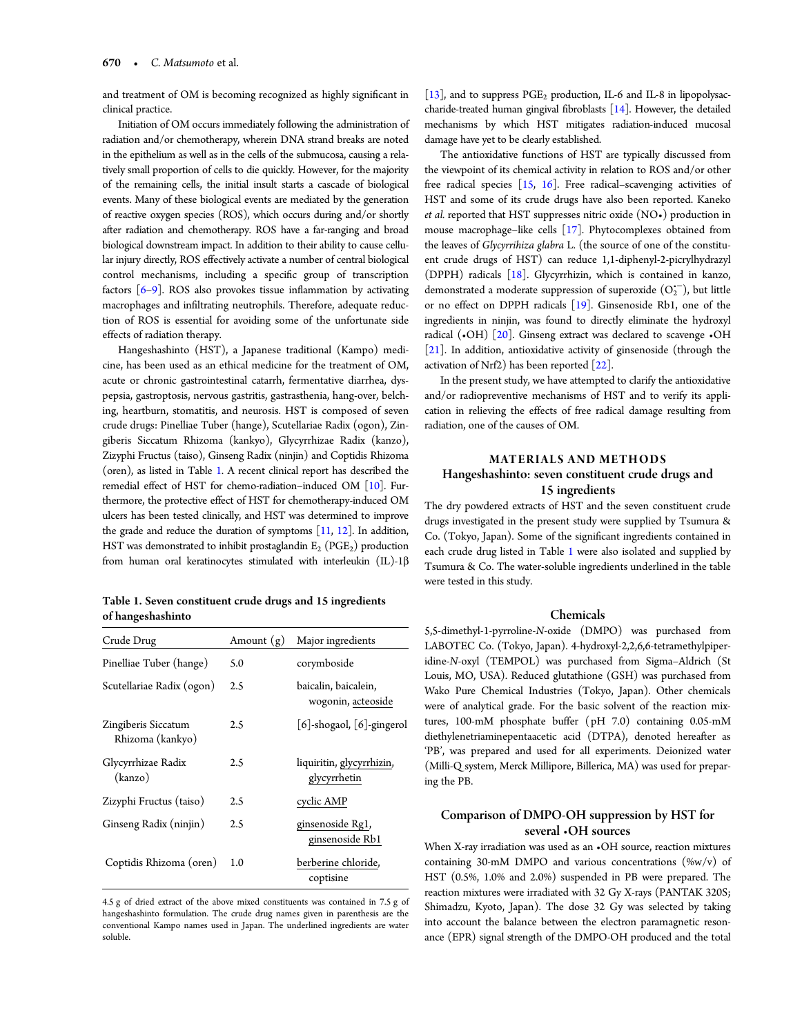and treatment of OM is becoming recognized as highly significant in clinical practice.

Initiation of OM occurs immediately following the administration of radiation and/or chemotherapy, wherein DNA strand breaks are noted in the epithelium as well as in the cells of the submucosa, causing a relatively small proportion of cells to die quickly. However, for the majority of the remaining cells, the initial insult starts a cascade of biological events. Many of these biological events are mediated by the generation of reactive oxygen species (ROS), which occurs during and/or shortly after radiation and chemotherapy. ROS have a far-ranging and broad biological downstream impact. In addition to their ability to cause cellular injury directly, ROS effectively activate a number of central biological control mechanisms, including a specific group of transcription factors [6–9]. ROS also provokes tissue inflammation by activating macrophages and infiltrating neutrophils. Therefore, adequate reduction of ROS is essential for avoiding some of the unfortunate side effects of radiation therapy.

Hangeshashinto (HST), a Japanese traditional (Kampo) medicine, has been used as an ethical medicine for the treatment of OM, acute or chronic gastrointestinal catarrh, fermentative diarrhea, dyspepsia, gastroptosis, nervous gastritis, gastrasthenia, hang-over, belching, heartburn, stomatitis, and neurosis. HST is composed of seven crude drugs: Pinelliae Tuber (hange), Scutellariae Radix (ogon), Zingiberis Siccatum Rhizoma (kankyo), Glycyrrhizae Radix (kanzo), Zizyphi Fructus (taiso), Ginseng Radix (ninjin) and Coptidis Rhizoma (oren), as listed in Table 1. A recent clinical report has described the remedial effect of HST for chemo-radiation–induced OM [10]. Furthermore, the protective effect of HST for chemotherapy-induced OM ulcers has been tested clinically, and HST was determined to improve the grade and reduce the duration of symptoms [11, 12]. In addition, HST was demonstrated to inhibit prostaglandin $E_2$ ($PGE_2$) production from human oral keratinocytes stimulated with interleukin (IL)-1β [13], and to suppress $PGE_2$ production, IL-6 and IL-8 in lipopolysaccharide-treated human gingival fibroblasts [14]. However, the detailed mechanisms by which HST mitigates radiation-induced mucosal damage have yet to be clearly established.

The antioxidative functions of HST are typically discussed from the viewpoint of its chemical activity in relation to ROS and/or other free radical species [15, 16]. Free radical–scavenging activities of HST and some of its crude drugs have also been reported. Kaneko *et al.* reported that HST suppresses nitric oxide (NO•) production in mouse macrophage–like cells [17]. Phytocomplexes obtained from the leaves of *Glycyrrihiza glabra* L. (the source of one of the constituent crude drugs of HST) can reduce 1,1-diphenyl-2-picrylhydrazyl (DPPH) radicals [18]. Glycyrrhizin, which is contained in kanzo, demonstrated a moderate suppression of superoxide ($O_2^{\bullet-}$), but little or no effect on DPPH radicals [19]. Ginsenoside Rb1, one of the ingredients in ninjin, was found to directly eliminate the hydroxyl radical (•OH) [20]. Ginseng extract was declared to scavenge •OH [21]. In addition, antioxidative activity of ginsenoside (through the activation of Nrf2) has been reported [22].

In the present study, we have attempted to clarify the antioxidative and/or radiopreventive mechanisms of HST and to verify its application in relieving the effects of free radical damage resulting from radiation, one of the causes of OM.

**Table 1. Seven constituent crude drugs and 15 ingredients of hangeshashinto**

| Crude Drug | Amount (g) | Major ingredients |
|---|---|---|
| Pinelliae Tuber (hange) | 5.0 | corymboside |
| Scutellariae Radix (ogon) | 2.5 | baicalin, baicalein, wogonin, <u>acteoside</u> |
| Zingiberis Siccatum Rhizoma (kankyo) | 2.5 | [6]-shogaol, [6]-gingerol |
| Glycyrrhizae Radix (kanzo) | 2.5 | liquiritin, <u>glycyrrhizin</u>, <u>glycyrrhetin</u> |
| Zizyphi Fructus (taiso) | 2.5 | <u>cyclic AMP</u> |
| Ginseng Radix (ninjin) | 2.5 | <u>ginsenoside Rg1</u>, <u>ginsenoside Rb1</u> |
| Coptidis Rhizoma (oren) | 1.0 | <u>berberine chloride</u>, coptisine |

4.5 g of dried extract of the above mixed constituents was contained in 7.5 g of hangeshashinto formulation. The crude drug names given in parenthesis are the conventional Kampo names used in Japan. The underlined ingredients are water soluble.

## MATERIALS AND METHODS

### Hangeshashinto: seven constituent crude drugs and 15 ingredients

The dry powdered extracts of HST and the seven constituent crude drugs investigated in the present study were supplied by Tsumura & Co. (Tokyo, Japan). Some of the significant ingredients contained in each crude drug listed in Table 1 were also isolated and supplied by Tsumura & Co. The water-soluble ingredients underlined in the table were tested in this study.

### Chemicals

5,5-dimethyl-1-pyrroline-*N*-oxide (DMPO) was purchased from LABOTEC Co. (Tokyo, Japan). 4-hydroxyl-2,2,6,6-tetramethylpiperidine-*N*-oxyl (TEMPOL) was purchased from Sigma–Aldrich (St Louis, MO, USA). Reduced glutathione (GSH) was purchased from Wako Pure Chemical Industries (Tokyo, Japan). Other chemicals were of analytical grade. For the basic solvent of the reaction mixtures, 100-mM phosphate buffer (pH 7.0) containing 0.05-mM diethylenetriaminepentaacetic acid (DTPA), denoted hereafter as 'PB', was prepared and used for all experiments. Deionized water (Milli-Q system, Merck Millipore, Billerica, MA) was used for preparing the PB.

### Comparison of DMPO-OH suppression by HST for several •OH sources

When X-ray irradiation was used as an •OH source, reaction mixtures containing 30-mM DMPO and various concentrations (%w/v) of HST (0.5%, 1.0% and 2.0%) suspended in PB were prepared. The reaction mixtures were irradiated with 32 Gy X-rays (PANTAK 320S; Shimadzu, Kyoto, Japan). The dose 32 Gy was selected by taking into account the balance between the electron paramagnetic resonance (EPR) signal strength of the DMPO-OH produced and the total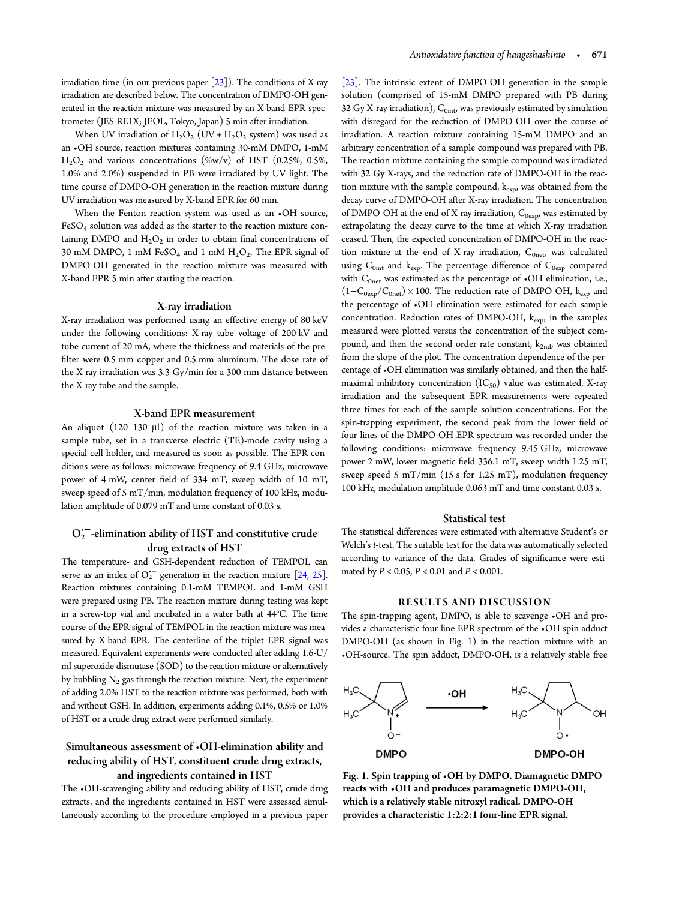irradiation time (in our previous paper [23]). The conditions of X-ray irradiation are described below. The concentration of DMPO-OH generated in the reaction mixture was measured by an X-band EPR spectrometer (JES-RE1X; JEOL, Tokyo, Japan) 5 min after irradiation.

When UV irradiation of $H_2O_2$ (UV + $H_2O_2$ system) was used as an •OH source, reaction mixtures containing 30-mM DMPO, 1-mM $H_2O_2$ and various concentrations (%w/v) of HST (0.25%, 0.5%, 1.0% and 2.0%) suspended in PB were irradiated by UV light. The time course of DMPO-OH generation in the reaction mixture during UV irradiation was measured by X-band EPR for 60 min.

When the Fenton reaction system was used as an •OH source, $FeSO_4$ solution was added as the starter to the reaction mixture containing DMPO and $H_2O_2$ in order to obtain final concentrations of 30-mM DMPO, 1-mM $FeSO_4$ and 1-mM $H_2O_2$. The EPR signal of DMPO-OH generated in the reaction mixture was measured with X-band EPR 5 min after starting the reaction.

### X-ray irradiation

X-ray irradiation was performed using an effective energy of 80 keV under the following conditions: X-ray tube voltage of 200 kV and tube current of 20 mA, where the thickness and materials of the prefilter were 0.5 mm copper and 0.5 mm aluminum. The dose rate of the X-ray irradiation was 3.3 Gy/min for a 300-mm distance between the X-ray tube and the sample.

### X-band EPR measurement

An aliquot (120–130 μl) of the reaction mixture was taken in a sample tube, set in a transverse electric (TE)-mode cavity using a special cell holder, and measured as soon as possible. The EPR conditions were as follows: microwave frequency of 9.4 GHz, microwave power of 4 mW, center field of 334 mT, sweep width of 10 mT, sweep speed of 5 mT/min, modulation frequency of 100 kHz, modulation amplitude of 0.079 mT and time constant of 0.03 s.

### $O_2^{\bullet -}$-elimination ability of HST and constitutive crude drug extracts of HST

The temperature- and GSH-dependent reduction of TEMPOL can serve as an index of $O_2^{\bullet -}$ generation in the reaction mixture [24, 25]. Reaction mixtures containing 0.1-mM TEMPOL and 1-mM GSH were prepared using PB. The reaction mixture during testing was kept in a screw-top vial and incubated in a water bath at 44°C. The time course of the EPR signal of TEMPOL in the reaction mixture was measured by X-band EPR. The centerline of the triplet EPR signal was measured. Equivalent experiments were conducted after adding 1.6-U/ml superoxide dismutase (SOD) to the reaction mixture or alternatively by bubbling $N_2$ gas through the reaction mixture. Next, the experiment of adding 2.0% HST to the reaction mixture was performed, both with and without GSH. In addition, experiments adding 0.1%, 0.5% or 1.0% of HST or a crude drug extract were performed similarly.

### Simultaneous assessment of •OH-elimination ability and reducing ability of HST, constituent crude drug extracts, and ingredients contained in HST

The •OH-scavenging ability and reducing ability of HST, crude drug extracts, and the ingredients contained in HST were assessed simultaneously according to the procedure employed in a previous paper [23]. The intrinsic extent of DMPO-OH generation in the sample solution (comprised of 15-mM DMPO prepared with PB during 32 Gy X-ray irradiation), $C_{0int}$, was previously estimated by simulation with disregard for the reduction of DMPO-OH over the course of irradiation. A reaction mixture containing 15-mM DMPO and an arbitrary concentration of a sample compound was prepared with PB. The reaction mixture containing the sample compound was irradiated with 32 Gy X-rays, and the reduction rate of DMPO-OH in the reaction mixture with the sample compound, $k_{exp}$, was obtained from the decay curve of DMPO-OH after X-ray irradiation. The concentration of DMPO-OH at the end of X-ray irradiation, $C_{0exp}$, was estimated by extrapolating the decay curve to the time at which X-ray irradiation ceased. Then, the expected concentration of DMPO-OH in the reaction mixture at the end of X-ray irradiation, $C_{0net}$, was calculated using $C_{0int}$ and $k_{exp}$. The percentage difference of $C_{0exp}$ compared with $C_{0net}$ was estimated as the percentage of •OH elimination, i.e., $(1-C_{0exp}/C_{0net}) \times 100$. The reduction rate of DMPO-OH, $k_{exp}$ and the percentage of •OH elimination were estimated for each sample concentration. Reduction rates of DMPO-OH, $k_{exp}$, in the samples measured were plotted versus the concentration of the subject compound, and then the second order rate constant, $k_{2nd}$, was obtained from the slope of the plot. The concentration dependence of the percentage of •OH elimination was similarly obtained, and then the half-maximal inhibitory concentration ($IC_{50}$) value was estimated. X-ray irradiation and the subsequent EPR measurements were repeated three times for each of the sample solution concentrations. For the spin-trapping experiment, the second peak from the lower field of four lines of the DMPO-OH EPR spectrum was recorded under the following conditions: microwave frequency 9.45 GHz, microwave power 2 mW, lower magnetic field 336.1 mT, sweep width 1.25 mT, sweep speed 5 mT/min (15 s for 1.25 mT), modulation frequency 100 kHz, modulation amplitude 0.063 mT and time constant 0.03 s.

### Statistical test

The statistical differences were estimated with alternative Student's or Welch's *t*-test. The suitable test for the data was automatically selected according to variance of the data. Grades of significance were estimated by $P < 0.05$, $P < 0.01$ and $P < 0.001$.

## RESULTS AND DISCUSSION

The spin-trapping agent, DMPO, is able to scavenge •OH and provides a characteristic four-line EPR spectrum of the •OH spin adduct DMPO-OH (as shown in Fig. 1) in the reaction mixture with an •OH-source. The spin adduct, DMPO-OH, is a relatively stable free

**Fig. 1. Spin trapping of •OH by DMPO. Diamagnetic DMPO reacts with •OH and produces paramagnetic DMPO-OH, which is a relatively stable nitroxyl radical. DMPO-OH provides a characteristic 1:2:2:1 four-line EPR signal.**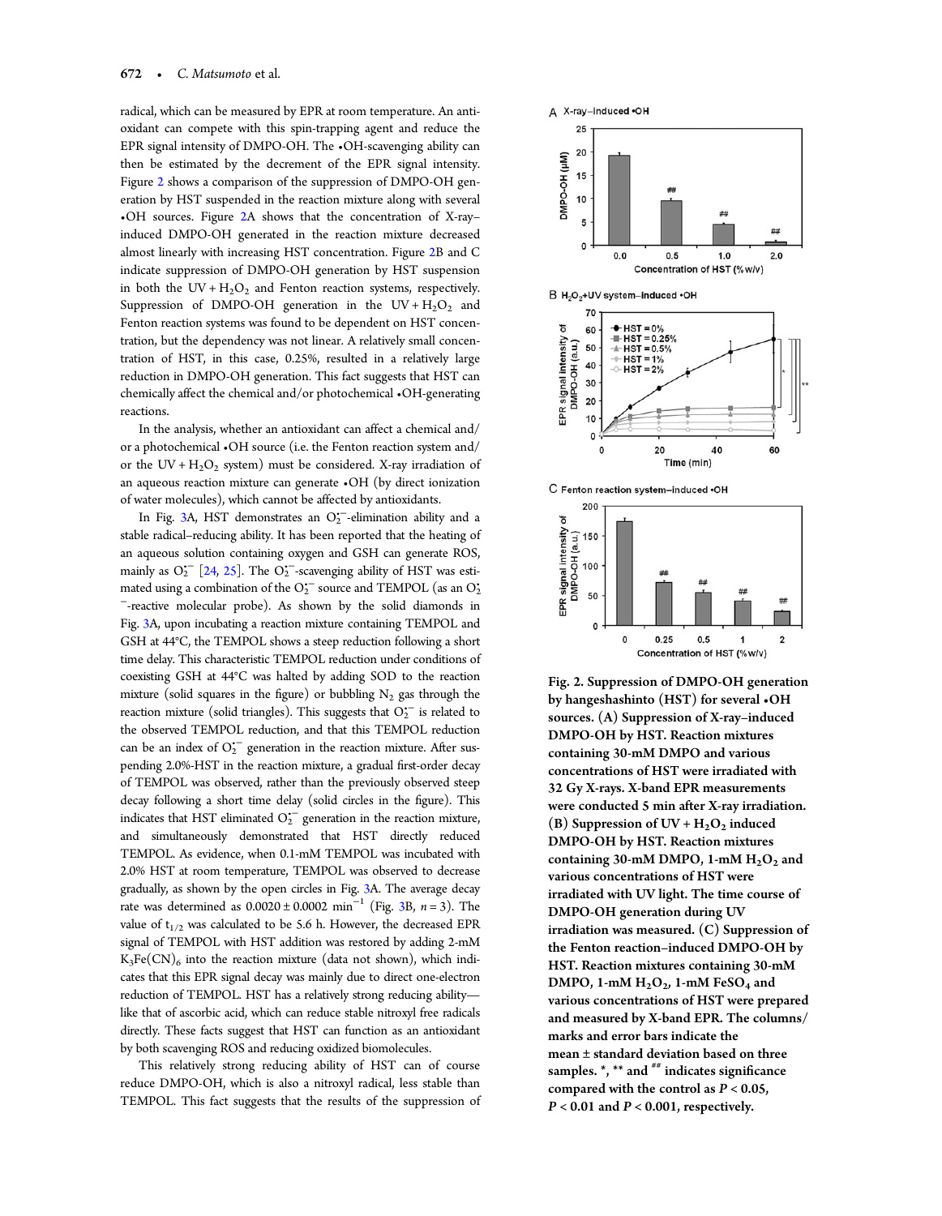radical, which can be measured by EPR at room temperature. An antioxidant can compete with this spin-trapping agent and reduce the EPR signal intensity of DMPO-OH. The •OH-scavenging ability can then be estimated by the decrement of the EPR signal intensity. Figure 2 shows a comparison of the suppression of DMPO-OH generation by HST suspended in the reaction mixture along with several •OH sources. Figure 2A shows that the concentration of X-ray–induced DMPO-OH generated in the reaction mixture decreased almost linearly with increasing HST concentration. Figure 2B and C indicate suppression of DMPO-OH generation by HST suspension in both the UV + $H_2O_2$ and Fenton reaction systems, respectively. Suppression of DMPO-OH generation in the UV + $H_2O_2$ and Fenton reaction systems was found to be dependent on HST concentration, but the dependency was not linear. A relatively small concentration of HST, in this case, 0.25%, resulted in a relatively large reduction in DMPO-OH generation. This fact suggests that HST can chemically affect the chemical and/or photochemical •OH-generating reactions.

In the analysis, whether an antioxidant can affect a chemical and/or a photochemical •OH source (i.e. the Fenton reaction system and/or the UV + $H_2O_2$ system) must be considered. X-ray irradiation of an aqueous reaction mixture can generate •OH (by direct ionization of water molecules), which cannot be affected by antioxidants.

In Fig. 3A, HST demonstrates an $O_2^{\bullet-}$-elimination ability and a stable radical–reducing ability. It has been reported that the heating of an aqueous solution containing oxygen and GSH can generate ROS, mainly as $O_2^{\bullet-}$ [24, 25]. The $O_2^{\bullet-}$-scavenging ability of HST was estimated using a combination of the $O_2^{\bullet-}$ source and TEMPOL (as an $O_2^{\bullet-}$-reactive molecular probe). As shown by the solid diamonds in Fig. 3A, upon incubating a reaction mixture containing TEMPOL and GSH at 44°C, the TEMPOL shows a steep reduction following a short time delay. This characteristic TEMPOL reduction under conditions of coexisting GSH at 44°C was halted by adding SOD to the reaction mixture (solid squares in the figure) or bubbling $N_2$ gas through the reaction mixture (solid triangles). This suggests that $O_2^{\bullet-}$ is related to the observed TEMPOL reduction, and that this TEMPOL reduction can be an index of $O_2^{\bullet-}$ generation in the reaction mixture. After suspending 2.0%-HST in the reaction mixture, a gradual first-order decay of TEMPOL was observed, rather than the previously observed steep decay following a short time delay (solid circles in the figure). This indicates that HST eliminated $O_2^{\bullet-}$ generation in the reaction mixture, and simultaneously demonstrated that HST directly reduced TEMPOL. As evidence, when 0.1-mM TEMPOL was incubated with 2.0% HST at room temperature, TEMPOL was observed to decrease gradually, as shown by the open circles in Fig. 3A. The average decay rate was determined as $0.0020 \pm 0.0002$ $min^{-1}$ (Fig. 3B, $n = 3$). The value of $t_{1/2}$ was calculated to be 5.6 h. However, the decreased EPR signal of TEMPOL with HST addition was restored by adding 2-mM $K_3Fe(CN)_6$ into the reaction mixture (data not shown), which indicates that this EPR signal decay was mainly due to direct one-electron reduction of TEMPOL. HST has a relatively strong reducing ability—like that of ascorbic acid, which can reduce stable nitroxyl free radicals directly. These facts suggest that HST can function as an antioxidant by both scavenging ROS and reducing oxidized biomolecules.

This relatively strong reducing ability of HST can of course reduce DMPO-OH, which is also a nitroxyl radical, less stable than TEMPOL. This fact suggests that the results of the suppression of

**Fig. 2. Suppression of DMPO-OH generation by hangeshashinto (HST) for several •OH sources. (A) Suppression of X-ray–induced DMPO-OH by HST. Reaction mixtures containing 30-mM DMPO and various concentrations of HST were irradiated with 32 Gy X-rays. X-band EPR measurements were conducted 5 min after X-ray irradiation. (B) Suppression of UV + $H_2O_2$ induced DMPO-OH by HST. Reaction mixtures containing 30-mM DMPO, 1-mM $H_2O_2$ and various concentrations of HST were irradiated with UV light. The time course of DMPO-OH generation during UV irradiation was measured. (C) Suppression of the Fenton reaction–induced DMPO-OH by HST. Reaction mixtures containing 30-mM DMPO, 1-mM $H_2O_2$, 1-mM $FeSO_4$ and various concentrations of HST were prepared and measured by X-band EPR. The columns/marks and error bars indicate the mean ± standard deviation based on three samples. *, ** and ## indicates significance compared with the control as $P < 0.05$, $P < 0.01$ and $P < 0.001$, respectively.**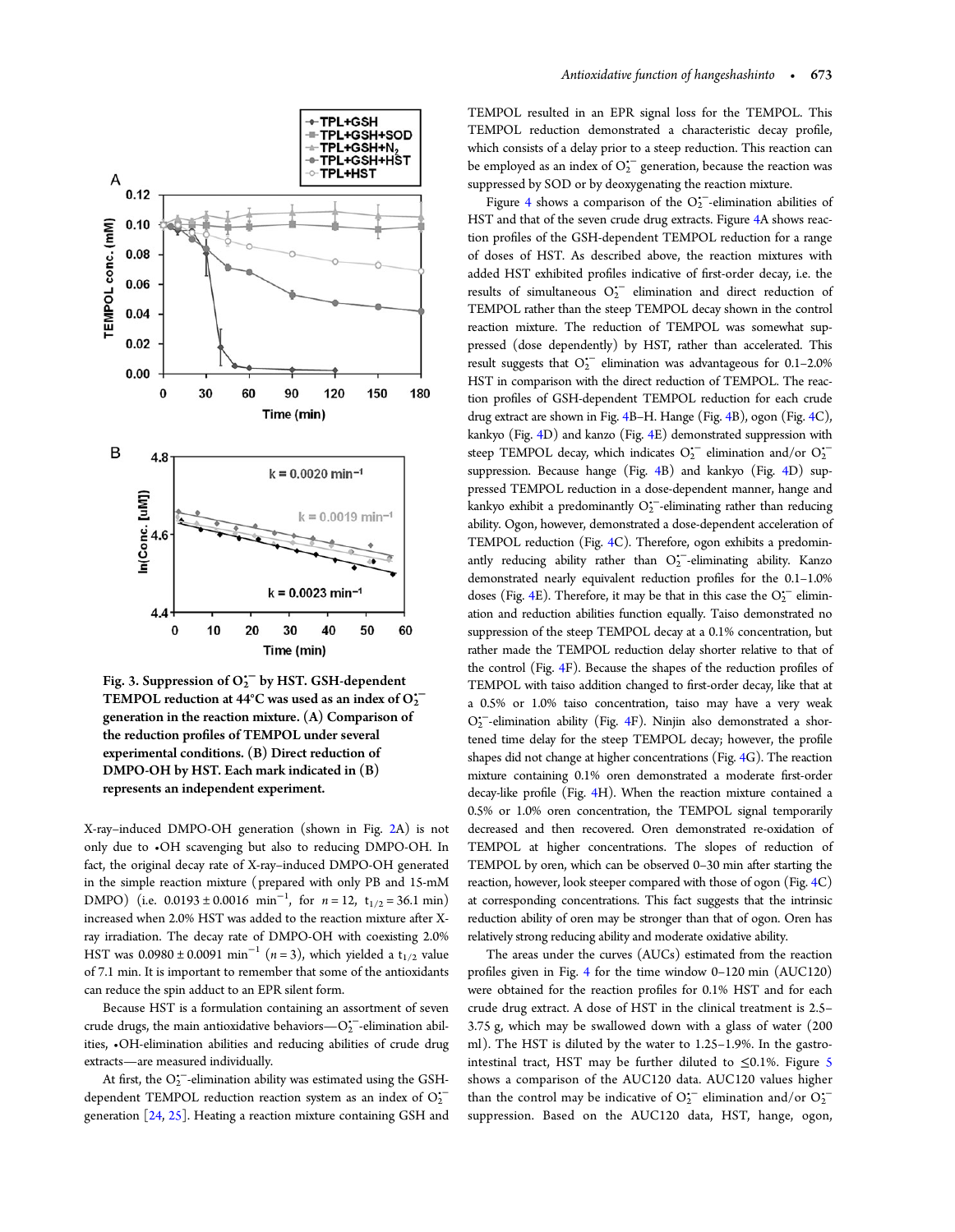Fig. 3. Suppression of $O_2^{\bullet -}$ by HST. GSH-dependent TEMPOL reduction at 44°C was used as an index of $O_2^{\bullet -}$ generation in the reaction mixture. (A) Comparison of the reduction profiles of TEMPOL under several experimental conditions. (B) Direct reduction of DMPO-OH by HST. Each mark indicated in (B) represents an independent experiment.

X-ray–induced DMPO-OH generation (shown in Fig. 2A) is not only due to •OH scavenging but also to reducing DMPO-OH. In fact, the original decay rate of X-ray–induced DMPO-OH generated in the simple reaction mixture (prepared with only PB and 15-mM DMPO) (i.e. $0.0193 \pm 0.0016$ $min^{-1}$, for $n = 12$, $t_{1/2} = 36.1$ min) increased when 2.0% HST was added to the reaction mixture after X-ray irradiation. The decay rate of DMPO-OH with coexisting 2.0% HST was $0.0980 \pm 0.0091$ $min^{-1}$ ($n = 3$), which yielded a $t_{1/2}$ value of 7.1 min. It is important to remember that some of the antioxidants can reduce the spin adduct to an EPR silent form.

Because HST is a formulation containing an assortment of seven crude drugs, the main antioxidative behaviors—$O_2^{\bullet -}$-elimination abilities, •OH-elimination abilities, and reducing abilities of crude drug extracts—are measured individually.

At first, the $O_2^{\bullet -}$-elimination ability was estimated using the GSH-dependent TEMPOL reduction reaction system as an index of $O_2^{\bullet -}$ generation [24, 25]. Heating a reaction mixture containing GSH and TEMPOL resulted in an EPR signal loss for the TEMPOL. This TEMPOL reduction demonstrated a characteristic decay profile, which consists of a delay prior to a steep reduction. This reaction can be employed as an index of $O_2^{\bullet -}$ generation, because the reaction was suppressed by SOD or by deoxygenating the reaction mixture.

Figure 4 shows a comparison of the $O_2^{\bullet -}$-elimination abilities of HST and that of the seven crude drug extracts. Figure 4A shows reaction profiles of the GSH-dependent TEMPOL reduction for a range of doses of HST. As described above, the reaction mixtures with added HST exhibited profiles indicative of first-order decay, i.e. the results of simultaneous $O_2^{\bullet -}$ elimination and direct reduction of TEMPOL rather than the steep TEMPOL decay shown in the control reaction mixture. The reduction of TEMPOL was somewhat suppressed (dose dependently) by HST, rather than accelerated. This result suggests that $O_2^{\bullet -}$ elimination was advantageous for 0.1–2.0% HST in comparison with the direct reduction of TEMPOL. The reaction profiles of GSH-dependent TEMPOL reduction for each crude drug extract are shown in Fig. 4B–H. Hange (Fig. 4B), ogon (Fig. 4C), kankyo (Fig. 4D) and kanzo (Fig. 4E) demonstrated suppression with steep TEMPOL decay, which indicates $O_2^{\bullet -}$ elimination and/or $O_2^{\bullet -}$ suppression. Because hange (Fig. 4B) and kankyo (Fig. 4D) suppressed TEMPOL reduction in a dose-dependent manner, hange and kankyo exhibit a predominantly $O_2^{\bullet -}$-eliminating rather than reducing ability. Ogon, however, demonstrated a dose-dependent acceleration of TEMPOL reduction (Fig. 4C). Therefore, ogon exhibits a predominantly reducing ability rather than $O_2^{\bullet -}$-eliminating ability. Kanzo demonstrated nearly equivalent reduction profiles for the 0.1–1.0% doses (Fig. 4E). Therefore, it may be that in this case the $O_2^{\bullet -}$ elimination and reduction abilities function equally. Taiso demonstrated no suppression of the steep TEMPOL decay at a 0.1% concentration, but rather made the TEMPOL reduction delay shorter relative to that of the control (Fig. 4F). Because the shapes of the reduction profiles of TEMPOL with taiso addition changed to first-order decay, like that at a 0.5% or 1.0% taiso concentration, taiso may have a very weak $O_2^{\bullet -}$-elimination ability (Fig. 4F). Ninjin also demonstrated a shortened time delay for the steep TEMPOL decay; however, the profile shapes did not change at higher concentrations (Fig. 4G). The reaction mixture containing 0.1% oren demonstrated a moderate first-order decay-like profile (Fig. 4H). When the reaction mixture contained a 0.5% or 1.0% oren concentration, the TEMPOL signal temporarily decreased and then recovered. Oren demonstrated re-oxidation of TEMPOL at higher concentrations. The slopes of reduction of TEMPOL by oren, which can be observed 0–30 min after starting the reaction, however, look steeper compared with those of ogon (Fig. 4C) at corresponding concentrations. This fact suggests that the intrinsic reduction ability of oren may be stronger than that of ogon. Oren has relatively strong reducing ability and moderate oxidative ability.

The areas under the curves (AUCs) estimated from the reaction profiles given in Fig. 4 for the time window 0–120 min (AUC120) were obtained for the reaction profiles for 0.1% HST and for each crude drug extract. A dose of HST in the clinical treatment is 2.5–3.75 g, which may be swallowed down with a glass of water (200 ml). The HST is diluted by the water to 1.25–1.9%. In the gastrointestinal tract, HST may be further diluted to ≤0.1%. Figure 5 shows a comparison of the AUC120 data. AUC120 values higher than the control may be indicative of $O_2^{\bullet -}$ elimination and/or $O_2^{\bullet -}$ suppression. Based on the AUC120 data, HST, hange, ogon,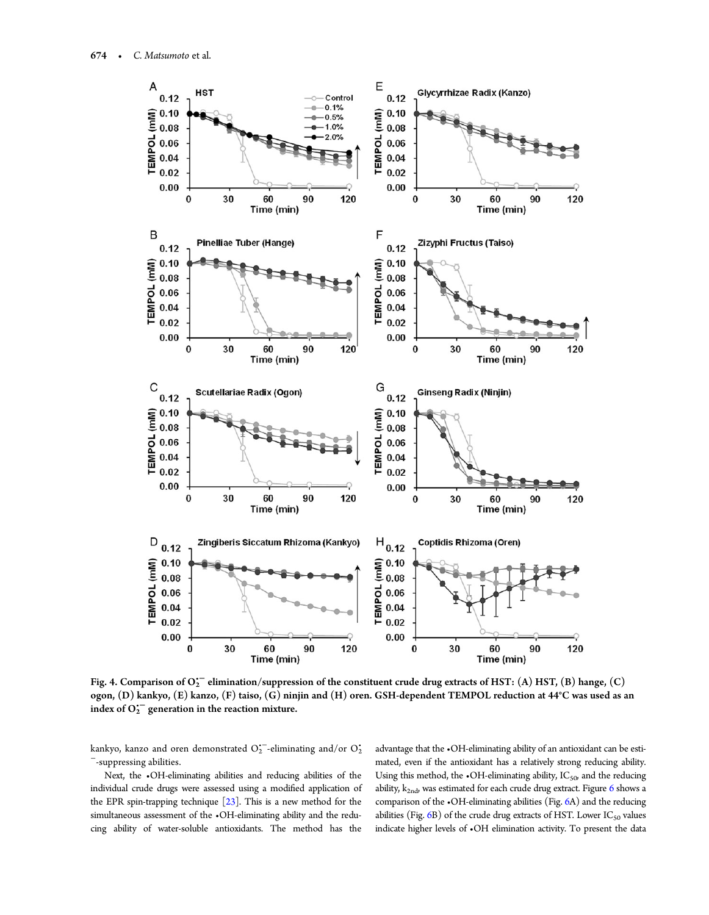**Fig. 4. Comparison of $O_2^{\bullet -}$ elimination/suppression of the constituent crude drug extracts of HST: (A) HST, (B) hange, (C) ogon, (D) kankyo, (E) kanzo, (F) taiso, (G) ninjin and (H) oren. GSH-dependent TEMPOL reduction at 44°C was used as an index of $O_2^{\bullet -}$ generation in the reaction mixture.**

kankyo, kanzo and oren demonstrated $O_2^{\bullet -}$-eliminating and/or $O_2^{\bullet -}$-suppressing abilities.

Next, the •OH-eliminating abilities and reducing abilities of the individual crude drugs were assessed using a modified application of the EPR spin-trapping technique [23]. This is a new method for the simultaneous assessment of the •OH-eliminating ability and the reducing ability of water-soluble antioxidants. The method has the advantage that the •OH-eliminating ability of an antioxidant can be estimated, even if the antioxidant has a relatively strong reducing ability. Using this method, the •OH-eliminating ability, $IC_{50}$, and the reducing ability, $k_{2nd}$, was estimated for each crude drug extract. Figure 6 shows a comparison of the •OH-eliminating abilities (Fig. 6A) and the reducing abilities (Fig. 6B) of the crude drug extracts of HST. Lower $IC_{50}$ values indicate higher levels of •OH elimination activity. To present the data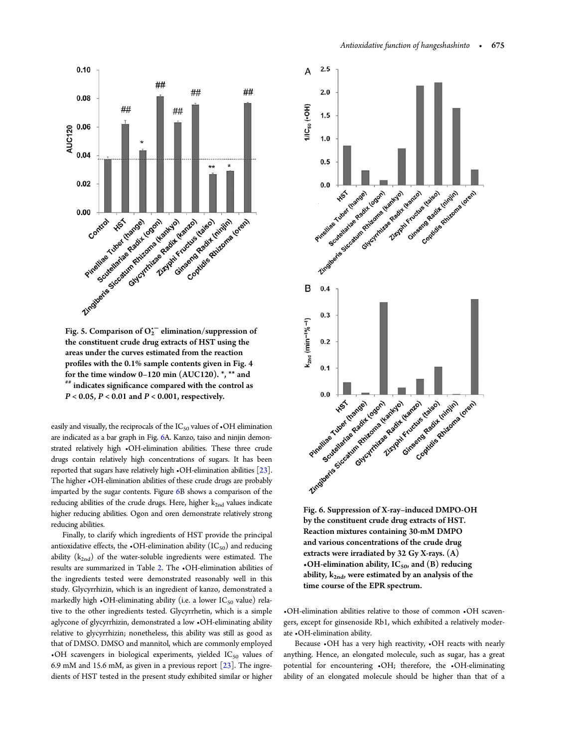Fig. 5. Comparison of $O_2^{\bullet-}$ elimination/suppression of the constituent crude drug extracts of HST using the areas under the curves estimated from the reaction profiles with the 0.1% sample contents given in Fig. 4 for the time window 0–120 min (AUC120). *, ** and ## indicates significance compared with the control as $P < 0.05$, $P < 0.01$ and $P < 0.001$, respectively.

easily and visually, the reciprocals of the $IC_{50}$ values of •OH elimination are indicated as a bar graph in Fig. 6A. Kanzo, taiso and ninjin demonstrated relatively high •OH-elimination abilities. These three crude drugs contain relatively high concentrations of sugars. It has been reported that sugars have relatively high •OH-elimination abilities [23]. The higher •OH-elimination abilities of these crude drugs are probably imparted by the sugar contents. Figure 6B shows a comparison of the reducing abilities of the crude drugs. Here, higher $k_{2nd}$ values indicate higher reducing abilities. Ogon and oren demonstrate relatively strong reducing abilities.

Finally, to clarify which ingredients of HST provide the principal antioxidative effects, the •OH-elimination ability ($IC_{50}$) and reducing ability ($k_{2nd}$) of the water-soluble ingredients were estimated. The results are summarized in Table 2. The •OH-elimination abilities of the ingredients tested were demonstrated reasonably well in this study. Glycyrrhizin, which is an ingredient of kanzo, demonstrated a markedly high •OH-eliminating ability (i.e. a lower $IC_{50}$ value) relative to the other ingredients tested. Glycyrrhetin, which is a simple aglycone of glycyrrhizin, demonstrated a low •OH-eliminating ability relative to glycyrrhizin; nonetheless, this ability was still as good as that of DMSO. DMSO and mannitol, which are commonly employed •OH scavengers in biological experiments, yielded $IC_{50}$ values of 6.9 mM and 15.6 mM, as given in a previous report [23]. The ingredients of HST tested in the present study exhibited similar or higher

Fig. 6. Suppression of X-ray–induced DMPO-OH by the constituent crude drug extracts of HST. Reaction mixtures containing 30-mM DMPO and various concentrations of the crude drug extracts were irradiated by 32 Gy X-rays. (A) •OH-elimination ability, $IC_{50}$, and (B) reducing ability, $k_{2nd}$, were estimated by an analysis of the time course of the EPR spectrum.

•OH-elimination abilities relative to those of common •OH scavengers, except for ginsenoside Rb1, which exhibited a relatively moderate •OH-elimination ability.

Because •OH has a very high reactivity, •OH reacts with nearly anything. Hence, an elongated molecule, such as sugar, has a great potential for encountering •OH; therefore, the •OH-eliminating ability of an elongated molecule should be higher than that of a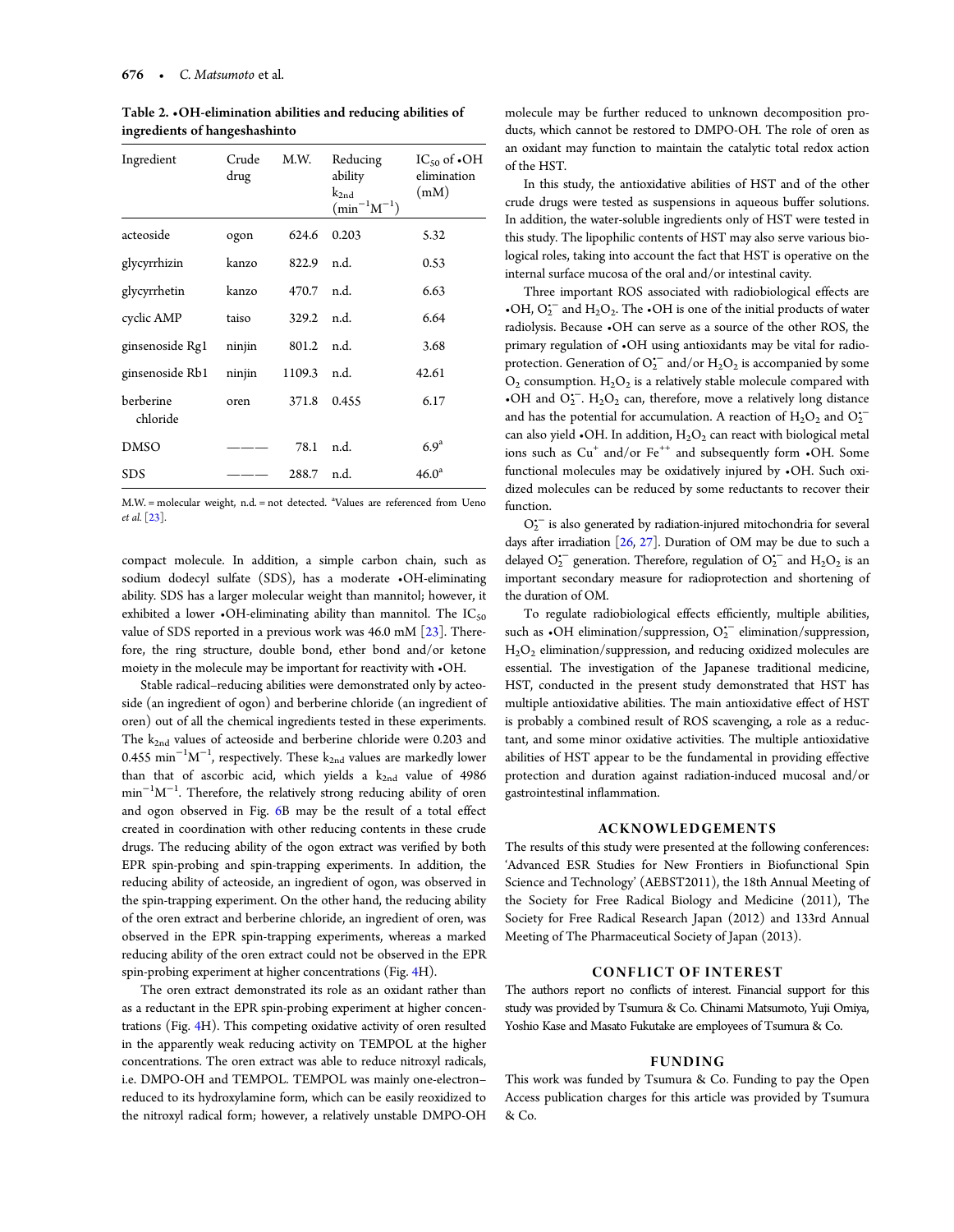**Table 2. •OH-elimination abilities and reducing abilities of ingredients of hangeshashinto**

| Ingredient | Crude drug | M.W. | Reducing ability $k_{2nd}$ ($min^{-1}M^{-1}$) | $IC_{50}$ of •OH elimination (mM) |
|---|---|---|---|---|
| acteoside | ogon | 624.6 | 0.203 | 5.32 |
| glycyrrhizin | kanzo | 822.9 | n.d. | 0.53 |
| glycyrrhetin | kanzo | 470.7 | n.d. | 6.63 |
| cyclic AMP | taiso | 329.2 | n.d. | 6.64 |
| ginsenoside Rg1 | ninjin | 801.2 | n.d. | 3.68 |
| ginsenoside Rb1 | ninjin | 1109.3 | n.d. | 42.61 |
| berberine chloride | oren | 371.8 | 0.455 | 6.17 |
| DMSO | ——— | 78.1 | n.d. | 6.9[a] |
| SDS | ——— | 288.7 | n.d. | 46.0[a] |

M.W. = molecular weight, n.d. = not detected. [a]Values are referenced from Ueno *et al.* [23].

compact molecule. In addition, a simple carbon chain, such as sodium dodecyl sulfate (SDS), has a moderate •OH-eliminating ability. SDS has a larger molecular weight than mannitol; however, it exhibited a lower •OH-eliminating ability than mannitol. The $IC_{50}$ value of SDS reported in a previous work was 46.0 mM [23]. Therefore, the ring structure, double bond, ether bond and/or ketone moiety in the molecule may be important for reactivity with •OH.

Stable radical–reducing abilities were demonstrated only by acteoside (an ingredient of ogon) and berberine chloride (an ingredient of oren) out of all the chemical ingredients tested in these experiments. The $k_{2nd}$ values of acteoside and berberine chloride were 0.203 and 0.455 $min^{-1}M^{-1}$, respectively. These $k_{2nd}$ values are markedly lower than that of ascorbic acid, which yields a $k_{2nd}$ value of 4986 $min^{-1}M^{-1}$. Therefore, the relatively strong reducing ability of oren and ogon observed in Fig. 6B may be the result of a total effect created in coordination with other reducing contents in these crude drugs. The reducing ability of the ogon extract was verified by both EPR spin-probing and spin-trapping experiments. In addition, the reducing ability of acteoside, an ingredient of ogon, was observed in the spin-trapping experiment. On the other hand, the reducing ability of the oren extract and berberine chloride, an ingredient of oren, was observed in the EPR spin-trapping experiments, whereas a marked reducing ability of the oren extract could not be observed in the EPR spin-probing experiment at higher concentrations (Fig. 4H).

The oren extract demonstrated its role as an oxidant rather than as a reductant in the EPR spin-probing experiment at higher concentrations (Fig. 4H). This competing oxidative activity of oren resulted in the apparently weak reducing activity on TEMPOL at the higher concentrations. The oren extract was able to reduce nitroxyl radicals, i.e. DMPO-OH and TEMPOL. TEMPOL was mainly one-electron–reduced to its hydroxylamine form, which can be easily reoxidized to the nitroxyl radical form; however, a relatively unstable DMPO-OH molecule may be further reduced to unknown decomposition products, which cannot be restored to DMPO-OH. The role of oren as an oxidant may function to maintain the catalytic total redox action of the HST.

In this study, the antioxidative abilities of HST and of the other crude drugs were tested as suspensions in aqueous buffer solutions. In addition, the water-soluble ingredients only of HST were tested in this study. The lipophilic contents of HST may also serve various biological roles, taking into account the fact that HST is operative on the internal surface mucosa of the oral and/or intestinal cavity.

Three important ROS associated with radiobiological effects are •OH, $O_2^{•-}$ and $H_2O_2$. The •OH is one of the initial products of water radiolysis. Because •OH can serve as a source of the other ROS, the primary regulation of •OH using antioxidants may be vital for radioprotection. Generation of $O_2^{•-}$ and/or $H_2O_2$ is accompanied by some $O_2$ consumption. $H_2O_2$ is a relatively stable molecule compared with •OH and $O_2^{•-}$. $H_2O_2$ can, therefore, move a relatively long distance and has the potential for accumulation. A reaction of $H_2O_2$ and $O_2^{•-}$ can also yield •OH. In addition, $H_2O_2$ can react with biological metal ions such as $Cu^{+}$ and/or $Fe^{++}$ and subsequently form •OH. Some functional molecules may be oxidatively injured by •OH. Such oxidized molecules can be reduced by some reductants to recover their function.

$O_2^{•-}$ is also generated by radiation-injured mitochondria for several days after irradiation [26, 27]. Duration of OM may be due to such a delayed $O_2^{•-}$ generation. Therefore, regulation of $O_2^{•-}$ and $H_2O_2$ is an important secondary measure for radioprotection and shortening of the duration of OM.

To regulate radiobiological effects efficiently, multiple abilities, such as •OH elimination/suppression, $O_2^{•-}$ elimination/suppression, $H_2O_2$ elimination/suppression, and reducing oxidized molecules are essential. The investigation of the Japanese traditional medicine, HST, conducted in the present study demonstrated that HST has multiple antioxidative abilities. The main antioxidative effect of HST is probably a combined result of ROS scavenging, a role as a reductant, and some minor oxidative activities. The multiple antioxidative abilities of HST appear to be the fundamental in providing effective protection and duration against radiation-induced mucosal and/or gastrointestinal inflammation.

## ACKNOWLEDGEMENTS

The results of this study were presented at the following conferences: 'Advanced ESR Studies for New Frontiers in Biofunctional Spin Science and Technology' (AEBST2011), the 18th Annual Meeting of the Society for Free Radical Biology and Medicine (2011), The Society for Free Radical Research Japan (2012) and 133rd Annual Meeting of The Pharmaceutical Society of Japan (2013).

## CONFLICT OF INTEREST

The authors report no conflicts of interest. Financial support for this study was provided by Tsumura & Co. Chinami Matsumoto, Yuji Omiya, Yoshio Kase and Masato Fukutake are employees of Tsumura & Co.

## FUNDING

This work was funded by Tsumura & Co. Funding to pay the Open Access publication charges for this article was provided by Tsumura & Co.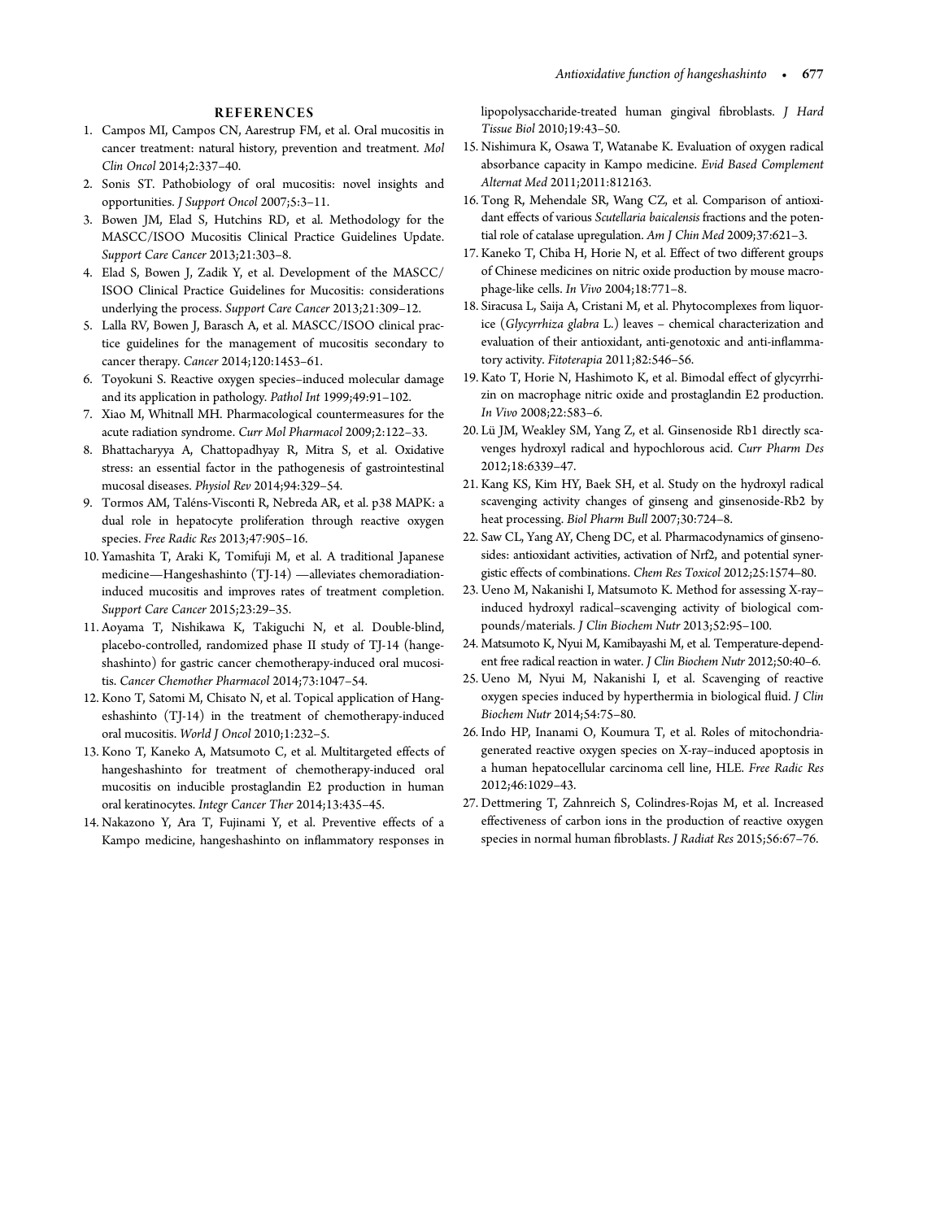## REFERENCES

1. Campos MI, Campos CN, Aarestrup FM, et al. Oral mucositis in cancer treatment: natural history, prevention and treatment. *Mol Clin Oncol* 2014;2:337–40.
2. Sonis ST. Pathobiology of oral mucositis: novel insights and opportunities. *J Support Oncol* 2007;5:3–11.
3. Bowen JM, Elad S, Hutchins RD, et al. Methodology for the MASCC/ISOO Mucositis Clinical Practice Guidelines Update. *Support Care Cancer* 2013;21:303–8.
4. Elad S, Bowen J, Zadik Y, et al. Development of the MASCC/ISOO Clinical Practice Guidelines for Mucositis: considerations underlying the process. *Support Care Cancer* 2013;21:309–12.
5. Lalla RV, Bowen J, Barasch A, et al. MASCC/ISOO clinical practice guidelines for the management of mucositis secondary to cancer therapy. *Cancer* 2014;120:1453–61.
6. Toyokuni S. Reactive oxygen species–induced molecular damage and its application in pathology. *Pathol Int* 1999;49:91–102.
7. Xiao M, Whitnall MH. Pharmacological countermeasures for the acute radiation syndrome. *Curr Mol Pharmacol* 2009;2:122–33.
8. Bhattacharyya A, Chattopadhyay R, Mitra S, et al. Oxidative stress: an essential factor in the pathogenesis of gastrointestinal mucosal diseases. *Physiol Rev* 2014;94:329–54.
9. Tormos AM, Taléns-Visconti R, Nebreda AR, et al. p38 MAPK: a dual role in hepatocyte proliferation through reactive oxygen species. *Free Radic Res* 2013;47:905–16.
10. Yamashita T, Araki K, Tomifuji M, et al. A traditional Japanese medicine—Hangeshashinto (TJ-14) —alleviates chemoradiation-induced mucositis and improves rates of treatment completion. *Support Care Cancer* 2015;23:29–35.
11. Aoyama T, Nishikawa K, Takiguchi N, et al. Double-blind, placebo-controlled, randomized phase II study of TJ-14 (hangeshashinto) for gastric cancer chemotherapy-induced oral mucositis. *Cancer Chemother Pharmacol* 2014;73:1047–54.
12. Kono T, Satomi M, Chisato N, et al. Topical application of Hangeshashinto (TJ-14) in the treatment of chemotherapy-induced oral mucositis. *World J Oncol* 2010;1:232–5.
13. Kono T, Kaneko A, Matsumoto C, et al. Multitargeted effects of hangeshashinto for treatment of chemotherapy-induced oral mucositis on inducible prostaglandin E2 production in human oral keratinocytes. *Integr Cancer Ther* 2014;13:435–45.
14. Nakazono Y, Ara T, Fujinami Y, et al. Preventive effects of a Kampo medicine, hangeshashinto on inflammatory responses in lipopolysaccharide-treated human gingival fibroblasts. *J Hard Tissue Biol* 2010;19:43–50.
15. Nishimura K, Osawa T, Watanabe K. Evaluation of oxygen radical absorbance capacity in Kampo medicine. *Evid Based Complement Alternat Med* 2011;2011:812163.
16. Tong R, Mehendale SR, Wang CZ, et al. Comparison of antioxidant effects of various *Scutellaria baicalensis* fractions and the potential role of catalase upregulation. *Am J Chin Med* 2009;37:621–3.
17. Kaneko T, Chiba H, Horie N, et al. Effect of two different groups of Chinese medicines on nitric oxide production by mouse macrophage-like cells. *In Vivo* 2004;18:771–8.
18. Siracusa L, Saija A, Cristani M, et al. Phytocomplexes from liquorice (*Glycyrrhiza glabra* L.) leaves – chemical characterization and evaluation of their antioxidant, anti-genotoxic and anti-inflammatory activity. *Fitoterapia* 2011;82:546–56.
19. Kato T, Horie N, Hashimoto K, et al. Bimodal effect of glycyrrhizin on macrophage nitric oxide and prostaglandin E2 production. *In Vivo* 2008;22:583–6.
20. Lü JM, Weakley SM, Yang Z, et al. Ginsenoside Rb1 directly scavenges hydroxyl radical and hypochlorous acid. *Curr Pharm Des* 2012;18:6339–47.
21. Kang KS, Kim HY, Baek SH, et al. Study on the hydroxyl radical scavenging activity changes of ginseng and ginsenoside-Rb2 by heat processing. *Biol Pharm Bull* 2007;30:724–8.
22. Saw CL, Yang AY, Cheng DC, et al. Pharmacodynamics of ginsenosides: antioxidant activities, activation of Nrf2, and potential synergistic effects of combinations. *Chem Res Toxicol* 2012;25:1574–80.
23. Ueno M, Nakanishi I, Matsumoto K. Method for assessing X-ray–induced hydroxyl radical–scavenging activity of biological compounds/materials. *J Clin Biochem Nutr* 2013;52:95–100.
24. Matsumoto K, Nyui M, Kamibayashi M, et al. Temperature-dependent free radical reaction in water. *J Clin Biochem Nutr* 2012;50:40–6.
25. Ueno M, Nyui M, Nakanishi I, et al. Scavenging of reactive oxygen species induced by hyperthermia in biological fluid. *J Clin Biochem Nutr* 2014;54:75–80.
26. Indo HP, Inanami O, Koumura T, et al. Roles of mitochondria-generated reactive oxygen species on X-ray–induced apoptosis in a human hepatocellular carcinoma cell line, HLE. *Free Radic Res* 2012;46:1029–43.
27. Dettmering T, Zahnreich S, Colindres-Rojas M, et al. Increased effectiveness of carbon ions in the production of reactive oxygen species in normal human fibroblasts. *J Radiat Res* 2015;56:67–76.